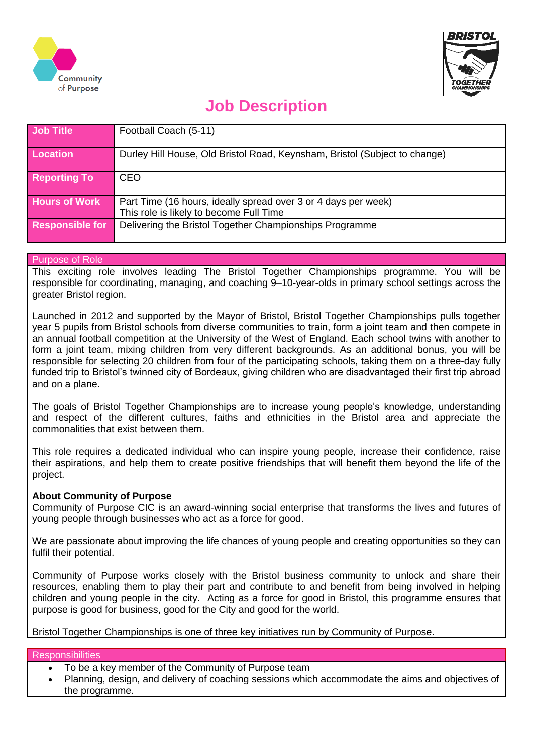# Job Description

| Job Title | Football Coach (5-11) |
|---|---|
| Location | Durley Hill House, Old Bristol Road, Keynsham, Bristol (Subject to change) |
| Reporting To | CEO |
| Hours of Work | Part Time (16 hours, ideally spread over 3 or 4 days per week) This role is likely to become Full Time |
| Responsible for | Delivering the Bristol Together Championships Programme |

## Purpose of Role

This exciting role involves leading The Bristol Together Championships programme. You will be responsible for coordinating, managing, and coaching 9–10-year-olds in primary school settings across the greater Bristol region.

Launched in 2012 and supported by the Mayor of Bristol, Bristol Together Championships pulls together year 5 pupils from Bristol schools from diverse communities to train, form a joint team and then compete in an annual football competition at the University of the West of England. Each school twins with another to form a joint team, mixing children from very different backgrounds. As an additional bonus, you will be responsible for selecting 20 children from four of the participating schools, taking them on a three-day fully funded trip to Bristol's twinned city of Bordeaux, giving children who are disadvantaged their first trip abroad and on a plane.

The goals of Bristol Together Championships are to increase young people's knowledge, understanding and respect of the different cultures, faiths and ethnicities in the Bristol area and appreciate the commonalities that exist between them.

This role requires a dedicated individual who can inspire young people, increase their confidence, raise their aspirations, and help them to create positive friendships that will benefit them beyond the life of the project.

**About Community of Purpose**

Community of Purpose CIC is an award-winning social enterprise that transforms the lives and futures of young people through businesses who act as a force for good.

We are passionate about improving the life chances of young people and creating opportunities so they can fulfil their potential.

Community of Purpose works closely with the Bristol business community to unlock and share their resources, enabling them to play their part and contribute to and benefit from being involved in helping children and young people in the city. Acting as a force for good in Bristol, this programme ensures that purpose is good for business, good for the City and good for the world.

Bristol Together Championships is one of three key initiatives run by Community of Purpose.

## Responsibilities

- To be a key member of the Community of Purpose team
- Planning, design, and delivery of coaching sessions which accommodate the aims and objectives of the programme.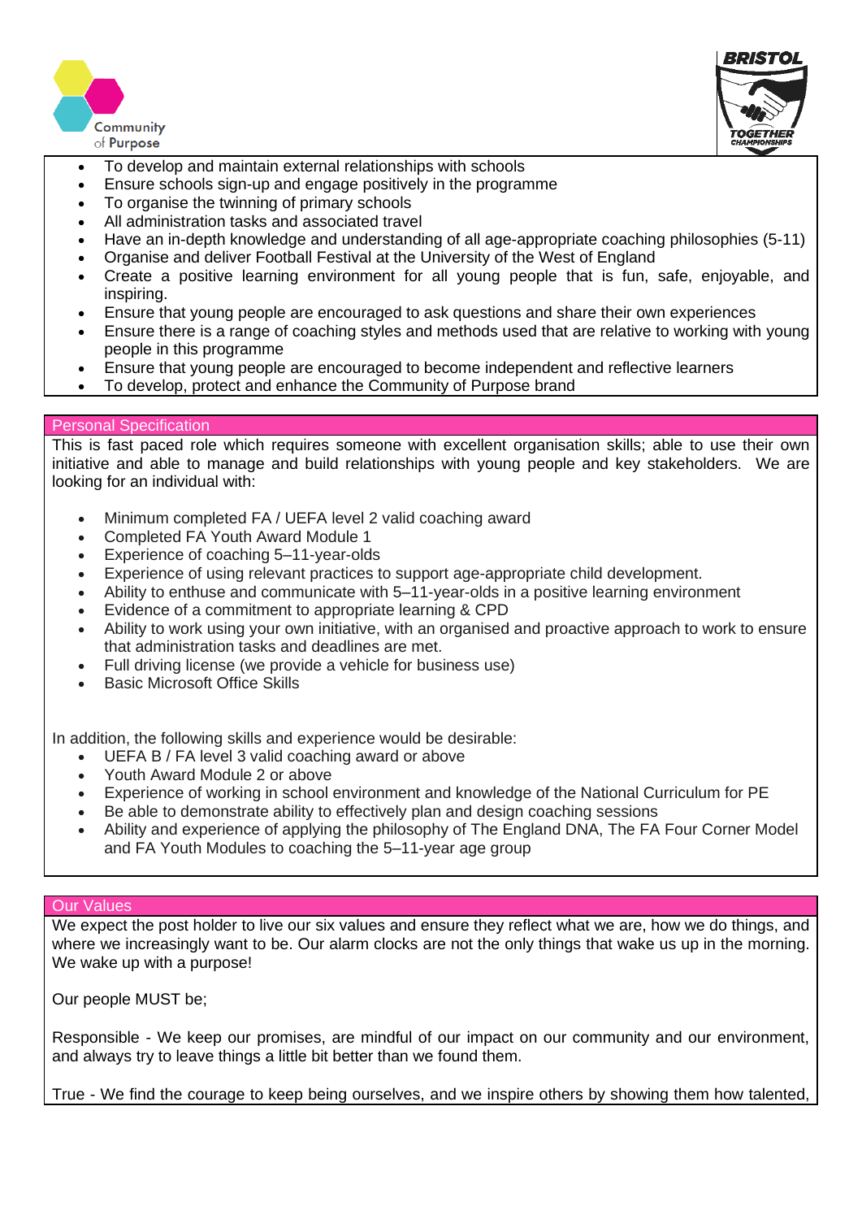- To develop and maintain external relationships with schools
- Ensure schools sign-up and engage positively in the programme
- To organise the twinning of primary schools
- All administration tasks and associated travel
- Have an in-depth knowledge and understanding of all age-appropriate coaching philosophies (5-11)
- Organise and deliver Football Festival at the University of the West of England
- Create a positive learning environment for all young people that is fun, safe, enjoyable, and inspiring.
- Ensure that young people are encouraged to ask questions and share their own experiences
- Ensure there is a range of coaching styles and methods used that are relative to working with young people in this programme
- Ensure that young people are encouraged to become independent and reflective learners
- To develop, protect and enhance the Community of Purpose brand

## Personal Specification

This is fast paced role which requires someone with excellent organisation skills; able to use their own initiative and able to manage and build relationships with young people and key stakeholders. We are looking for an individual with:

- Minimum completed FA / UEFA level 2 valid coaching award
- Completed FA Youth Award Module 1
- Experience of coaching 5–11-year-olds
- Experience of using relevant practices to support age-appropriate child development.
- Ability to enthuse and communicate with 5–11-year-olds in a positive learning environment
- Evidence of a commitment to appropriate learning & CPD
- Ability to work using your own initiative, with an organised and proactive approach to work to ensure that administration tasks and deadlines are met.
- Full driving license (we provide a vehicle for business use)
- Basic Microsoft Office Skills

In addition, the following skills and experience would be desirable:

- UEFA B / FA level 3 valid coaching award or above
- Youth Award Module 2 or above
- Experience of working in school environment and knowledge of the National Curriculum for PE
- Be able to demonstrate ability to effectively plan and design coaching sessions
- Ability and experience of applying the philosophy of The England DNA, The FA Four Corner Model and FA Youth Modules to coaching the 5–11-year age group

## Our Values

We expect the post holder to live our six values and ensure they reflect what we are, how we do things, and where we increasingly want to be. Our alarm clocks are not the only things that wake us up in the morning. We wake up with a purpose!

Our people MUST be;

Responsible - We keep our promises, are mindful of our impact on our community and our environment, and always try to leave things a little bit better than we found them.

True - We find the courage to keep being ourselves, and we inspire others by showing them how talented,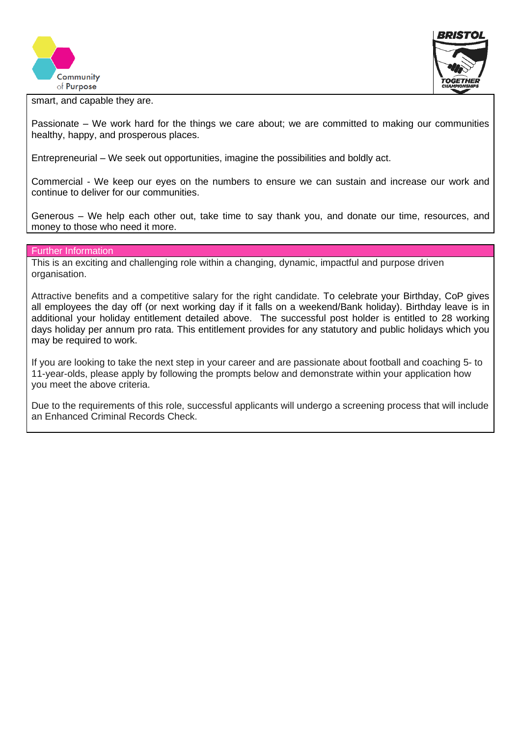smart, and capable they are.

Passionate – We work hard for the things we care about; we are committed to making our communities healthy, happy, and prosperous places.

Entrepreneurial – We seek out opportunities, imagine the possibilities and boldly act.

Commercial - We keep our eyes on the numbers to ensure we can sustain and increase our work and continue to deliver for our communities.

Generous – We help each other out, take time to say thank you, and donate our time, resources, and money to those who need it more.

## Further Information

This is an exciting and challenging role within a changing, dynamic, impactful and purpose driven organisation.

Attractive benefits and a competitive salary for the right candidate. To celebrate your Birthday, CoP gives all employees the day off (or next working day if it falls on a weekend/Bank holiday). Birthday leave is in additional your holiday entitlement detailed above. The successful post holder is entitled to 28 working days holiday per annum pro rata. This entitlement provides for any statutory and public holidays which you may be required to work.

If you are looking to take the next step in your career and are passionate about football and coaching 5- to 11-year-olds, please apply by following the prompts below and demonstrate within your application how you meet the above criteria.

Due to the requirements of this role, successful applicants will undergo a screening process that will include an Enhanced Criminal Records Check.